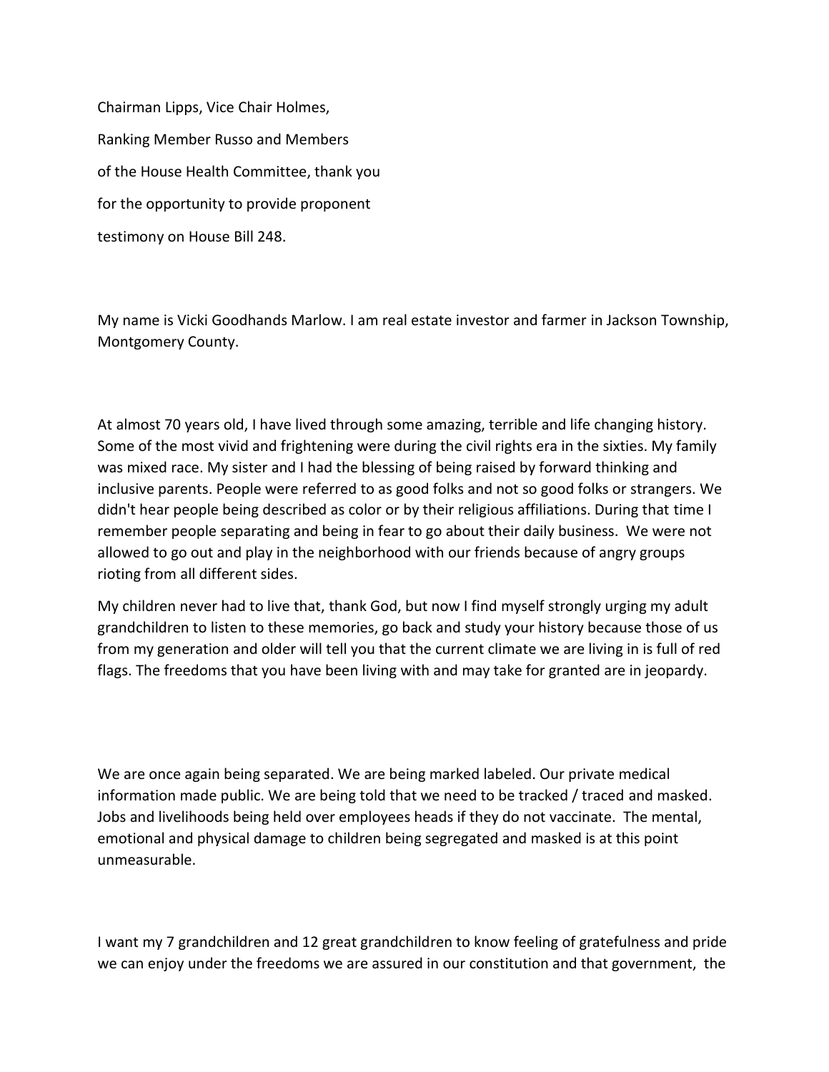Chairman Lipps, Vice Chair Holmes,
Ranking Member Russo and Members
of the House Health Committee, thank you
for the opportunity to provide proponent
testimony on House Bill 248.

My name is Vicki Goodhands Marlow. I am real estate investor and farmer in Jackson Township, Montgomery County.

At almost 70 years old, I have lived through some amazing, terrible and life changing history. Some of the most vivid and frightening were during the civil rights era in the sixties. My family was mixed race. My sister and I had the blessing of being raised by forward thinking and inclusive parents. People were referred to as good folks and not so good folks or strangers. We didn't hear people being described as color or by their religious affiliations. During that time I remember people separating and being in fear to go about their daily business. We were not allowed to go out and play in the neighborhood with our friends because of angry groups rioting from all different sides.

My children never had to live that, thank God, but now I find myself strongly urging my adult grandchildren to listen to these memories, go back and study your history because those of us from my generation and older will tell you that the current climate we are living in is full of red flags. The freedoms that you have been living with and may take for granted are in jeopardy.

We are once again being separated. We are being marked labeled. Our private medical information made public. We are being told that we need to be tracked / traced and masked. Jobs and livelihoods being held over employees heads if they do not vaccinate. The mental, emotional and physical damage to children being segregated and masked is at this point unmeasurable.

I want my 7 grandchildren and 12 great grandchildren to know feeling of gratefulness and pride we can enjoy under the freedoms we are assured in our constitution and that government, the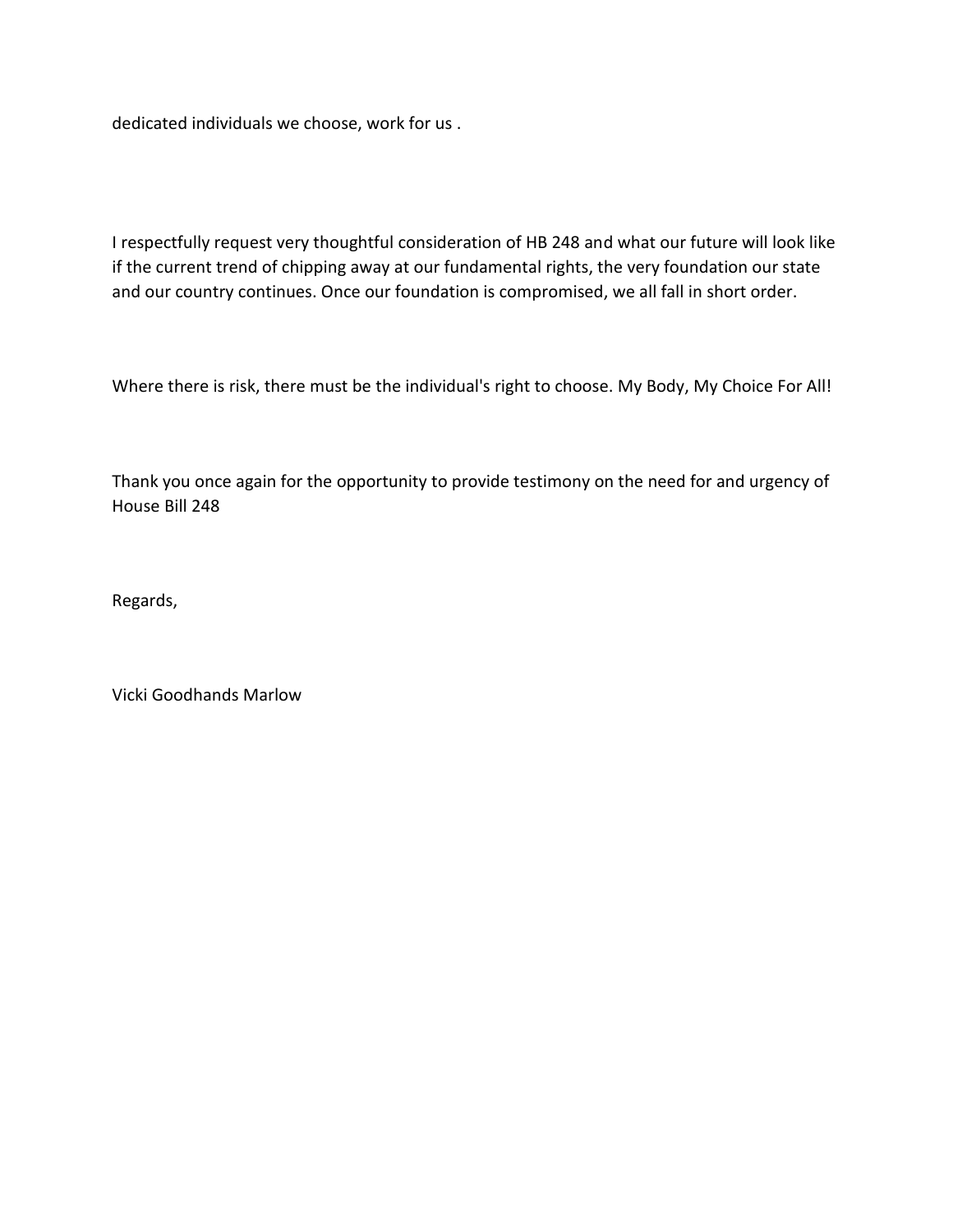dedicated individuals we choose, work for us .

I respectfully request very thoughtful consideration of HB 248 and what our future will look like if the current trend of chipping away at our fundamental rights, the very foundation our state and our country continues. Once our foundation is compromised, we all fall in short order.

Where there is risk, there must be the individual's right to choose. My Body, My Choice For All!

Thank you once again for the opportunity to provide testimony on the need for and urgency of House Bill 248

Regards,

Vicki Goodhands Marlow